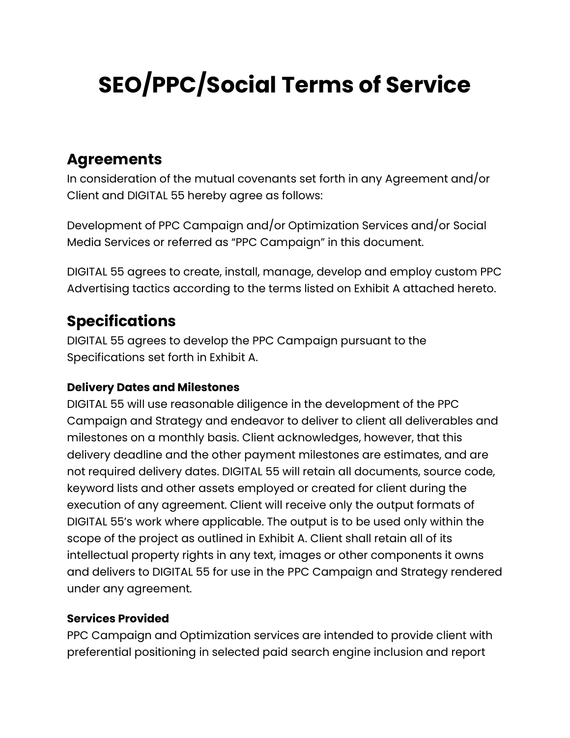# SEO/PPC/Social Terms of Service

## Agreements

In consideration of the mutual covenants set forth in any Agreement and/or Client and DIGITAL 55 hereby agree as follows:

Development of PPC Campaign and/or Optimization Services and/or Social Media Services or referred as "PPC Campaign" in this document.

DIGITAL 55 agrees to create, install, manage, develop and employ custom PPC Advertising tactics according to the terms listed on Exhibit A attached hereto.

## Specifications

DIGITAL 55 agrees to develop the PPC Campaign pursuant to the Specifications set forth in Exhibit A.

**Delivery Dates and Milestones**

DIGITAL 55 will use reasonable diligence in the development of the PPC Campaign and Strategy and endeavor to deliver to client all deliverables and milestones on a monthly basis. Client acknowledges, however, that this delivery deadline and the other payment milestones are estimates, and are not required delivery dates. DIGITAL 55 will retain all documents, source code, keyword lists and other assets employed or created for client during the execution of any agreement. Client will receive only the output formats of DIGITAL 55's work where applicable. The output is to be used only within the scope of the project as outlined in Exhibit A. Client shall retain all of its intellectual property rights in any text, images or other components it owns and delivers to DIGITAL 55 for use in the PPC Campaign and Strategy rendered under any agreement.

**Services Provided**

PPC Campaign and Optimization services are intended to provide client with preferential positioning in selected paid search engine inclusion and report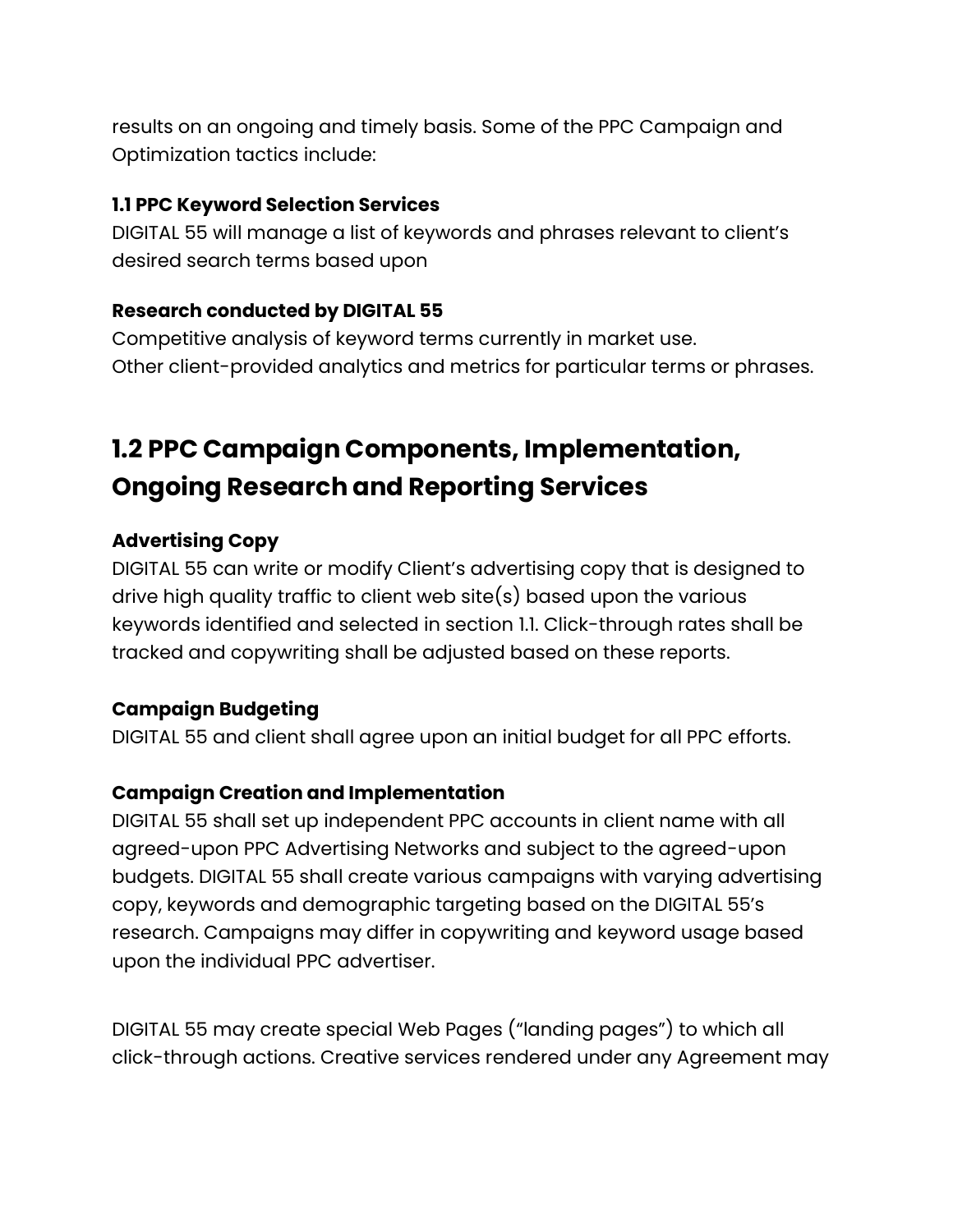results on an ongoing and timely basis. Some of the PPC Campaign and Optimization tactics include:

**1.1 PPC Keyword Selection Services**

DIGITAL 55 will manage a list of keywords and phrases relevant to client's desired search terms based upon

**Research conducted by DIGITAL 55**

Competitive analysis of keyword terms currently in market use.
Other client-provided analytics and metrics for particular terms or phrases.

## 1.2 PPC Campaign Components, Implementation, Ongoing Research and Reporting Services

**Advertising Copy**

DIGITAL 55 can write or modify Client's advertising copy that is designed to drive high quality traffic to client web site(s) based upon the various keywords identified and selected in section 1.1. Click-through rates shall be tracked and copywriting shall be adjusted based on these reports.

**Campaign Budgeting**

DIGITAL 55 and client shall agree upon an initial budget for all PPC efforts.

**Campaign Creation and Implementation**

DIGITAL 55 shall set up independent PPC accounts in client name with all agreed-upon PPC Advertising Networks and subject to the agreed-upon budgets. DIGITAL 55 shall create various campaigns with varying advertising copy, keywords and demographic targeting based on the DIGITAL 55's research. Campaigns may differ in copywriting and keyword usage based upon the individual PPC advertiser.

DIGITAL 55 may create special Web Pages ("landing pages") to which all click-through actions. Creative services rendered under any Agreement may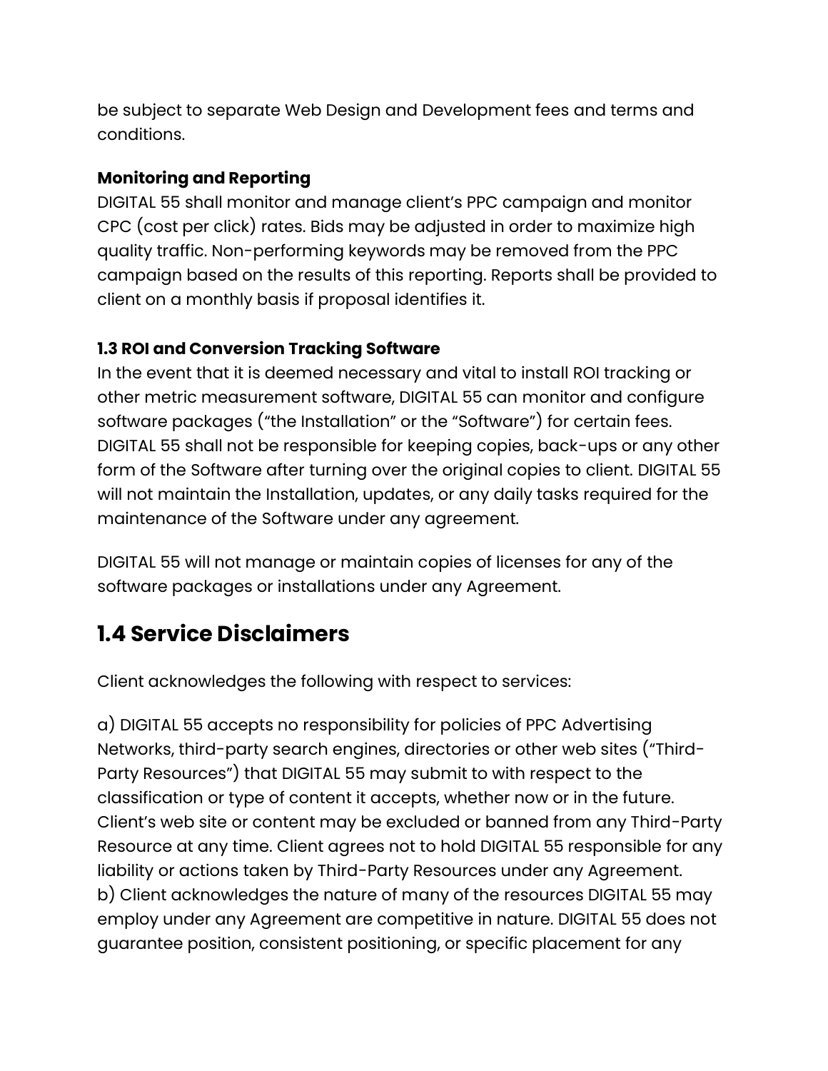be subject to separate Web Design and Development fees and terms and conditions.

**Monitoring and Reporting**
DIGITAL 55 shall monitor and manage client's PPC campaign and monitor CPC (cost per click) rates. Bids may be adjusted in order to maximize high quality traffic. Non-performing keywords may be removed from the PPC campaign based on the results of this reporting. Reports shall be provided to client on a monthly basis if proposal identifies it.

**1.3 ROI and Conversion Tracking Software**
In the event that it is deemed necessary and vital to install ROI tracking or other metric measurement software, DIGITAL 55 can monitor and configure software packages ("the Installation" or the "Software") for certain fees. DIGITAL 55 shall not be responsible for keeping copies, back-ups or any other form of the Software after turning over the original copies to client. DIGITAL 55 will not maintain the Installation, updates, or any daily tasks required for the maintenance of the Software under any agreement.

DIGITAL 55 will not manage or maintain copies of licenses for any of the software packages or installations under any Agreement.

## 1.4 Service Disclaimers

Client acknowledges the following with respect to services:

a) DIGITAL 55 accepts no responsibility for policies of PPC Advertising Networks, third-party search engines, directories or other web sites ("Third-Party Resources") that DIGITAL 55 may submit to with respect to the classification or type of content it accepts, whether now or in the future. Client's web site or content may be excluded or banned from any Third-Party Resource at any time. Client agrees not to hold DIGITAL 55 responsible for any liability or actions taken by Third-Party Resources under any Agreement.
b) Client acknowledges the nature of many of the resources DIGITAL 55 may employ under any Agreement are competitive in nature. DIGITAL 55 does not guarantee position, consistent positioning, or specific placement for any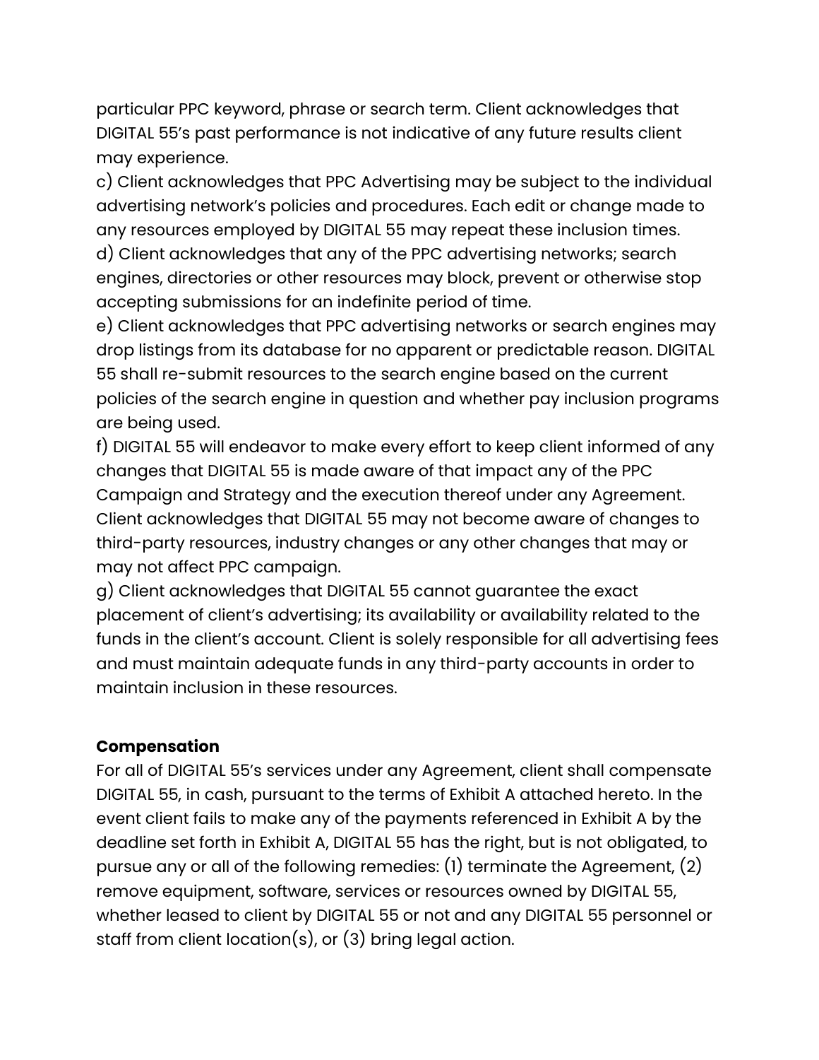particular PPC keyword, phrase or search term. Client acknowledges that DIGITAL 55's past performance is not indicative of any future results client may experience.

c) Client acknowledges that PPC Advertising may be subject to the individual advertising network's policies and procedures. Each edit or change made to any resources employed by DIGITAL 55 may repeat these inclusion times.

d) Client acknowledges that any of the PPC advertising networks; search engines, directories or other resources may block, prevent or otherwise stop accepting submissions for an indefinite period of time.

e) Client acknowledges that PPC advertising networks or search engines may drop listings from its database for no apparent or predictable reason. DIGITAL 55 shall re-submit resources to the search engine based on the current policies of the search engine in question and whether pay inclusion programs are being used.

f) DIGITAL 55 will endeavor to make every effort to keep client informed of any changes that DIGITAL 55 is made aware of that impact any of the PPC Campaign and Strategy and the execution thereof under any Agreement. Client acknowledges that DIGITAL 55 may not become aware of changes to third-party resources, industry changes or any other changes that may or may not affect PPC campaign.

g) Client acknowledges that DIGITAL 55 cannot guarantee the exact placement of client's advertising; its availability or availability related to the funds in the client's account. Client is solely responsible for all advertising fees and must maintain adequate funds in any third-party accounts in order to maintain inclusion in these resources.

**Compensation**

For all of DIGITAL 55's services under any Agreement, client shall compensate DIGITAL 55, in cash, pursuant to the terms of Exhibit A attached hereto. In the event client fails to make any of the payments referenced in Exhibit A by the deadline set forth in Exhibit A, DIGITAL 55 has the right, but is not obligated, to pursue any or all of the following remedies: (1) terminate the Agreement, (2) remove equipment, software, services or resources owned by DIGITAL 55, whether leased to client by DIGITAL 55 or not and any DIGITAL 55 personnel or staff from client location(s), or (3) bring legal action.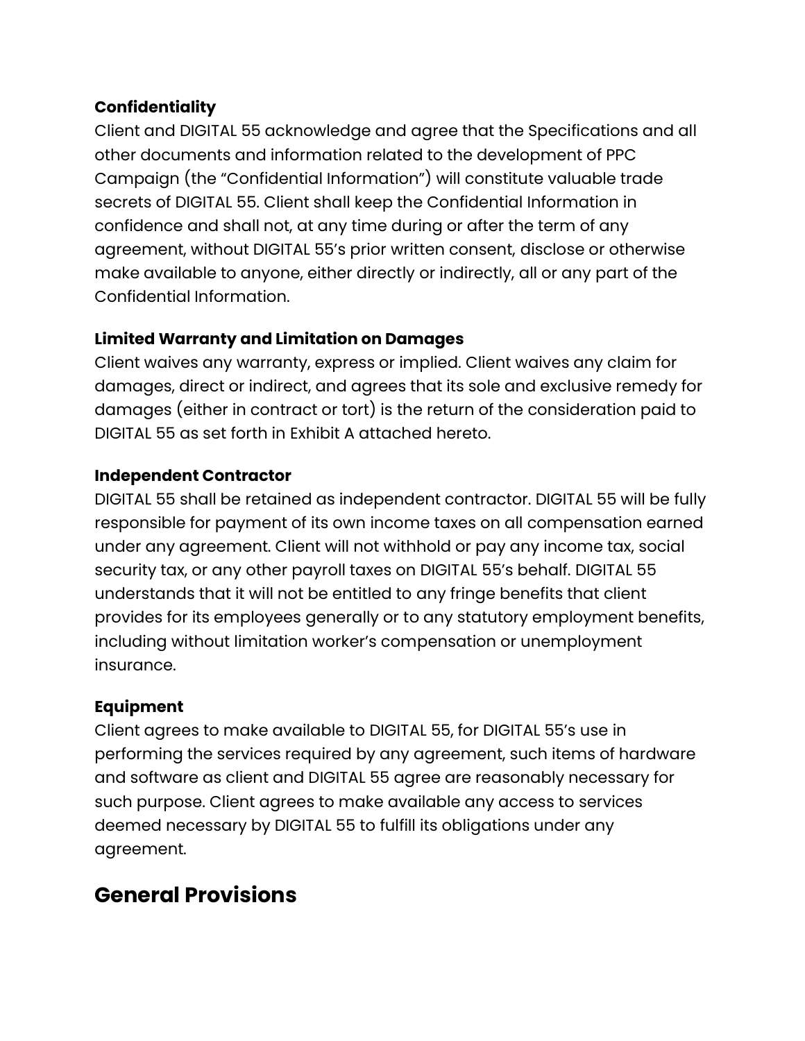**Confidentiality**

Client and DIGITAL 55 acknowledge and agree that the Specifications and all other documents and information related to the development of PPC Campaign (the "Confidential Information") will constitute valuable trade secrets of DIGITAL 55. Client shall keep the Confidential Information in confidence and shall not, at any time during or after the term of any agreement, without DIGITAL 55's prior written consent, disclose or otherwise make available to anyone, either directly or indirectly, all or any part of the Confidential Information.

**Limited Warranty and Limitation on Damages**

Client waives any warranty, express or implied. Client waives any claim for damages, direct or indirect, and agrees that its sole and exclusive remedy for damages (either in contract or tort) is the return of the consideration paid to DIGITAL 55 as set forth in Exhibit A attached hereto.

**Independent Contractor**

DIGITAL 55 shall be retained as independent contractor. DIGITAL 55 will be fully responsible for payment of its own income taxes on all compensation earned under any agreement. Client will not withhold or pay any income tax, social security tax, or any other payroll taxes on DIGITAL 55's behalf. DIGITAL 55 understands that it will not be entitled to any fringe benefits that client provides for its employees generally or to any statutory employment benefits, including without limitation worker's compensation or unemployment insurance.

**Equipment**

Client agrees to make available to DIGITAL 55, for DIGITAL 55's use in performing the services required by any agreement, such items of hardware and software as client and DIGITAL 55 agree are reasonably necessary for such purpose. Client agrees to make available any access to services deemed necessary by DIGITAL 55 to fulfill its obligations under any agreement.

## General Provisions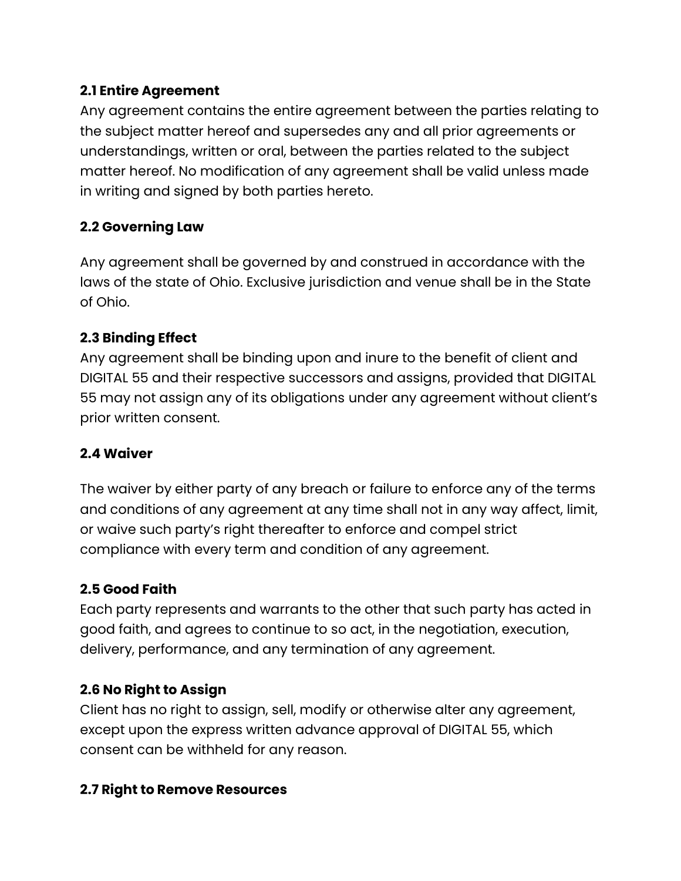### 2.1 Entire Agreement

Any agreement contains the entire agreement between the parties relating to the subject matter hereof and supersedes any and all prior agreements or understandings, written or oral, between the parties related to the subject matter hereof. No modification of any agreement shall be valid unless made in writing and signed by both parties hereto.

### 2.2 Governing Law

Any agreement shall be governed by and construed in accordance with the laws of the state of Ohio. Exclusive jurisdiction and venue shall be in the State of Ohio.

### 2.3 Binding Effect

Any agreement shall be binding upon and inure to the benefit of client and DIGITAL 55 and their respective successors and assigns, provided that DIGITAL 55 may not assign any of its obligations under any agreement without client's prior written consent.

### 2.4 Waiver

The waiver by either party of any breach or failure to enforce any of the terms and conditions of any agreement at any time shall not in any way affect, limit, or waive such party's right thereafter to enforce and compel strict compliance with every term and condition of any agreement.

### 2.5 Good Faith

Each party represents and warrants to the other that such party has acted in good faith, and agrees to continue to so act, in the negotiation, execution, delivery, performance, and any termination of any agreement.

### 2.6 No Right to Assign

Client has no right to assign, sell, modify or otherwise alter any agreement, except upon the express written advance approval of DIGITAL 55, which consent can be withheld for any reason.

### 2.7 Right to Remove Resources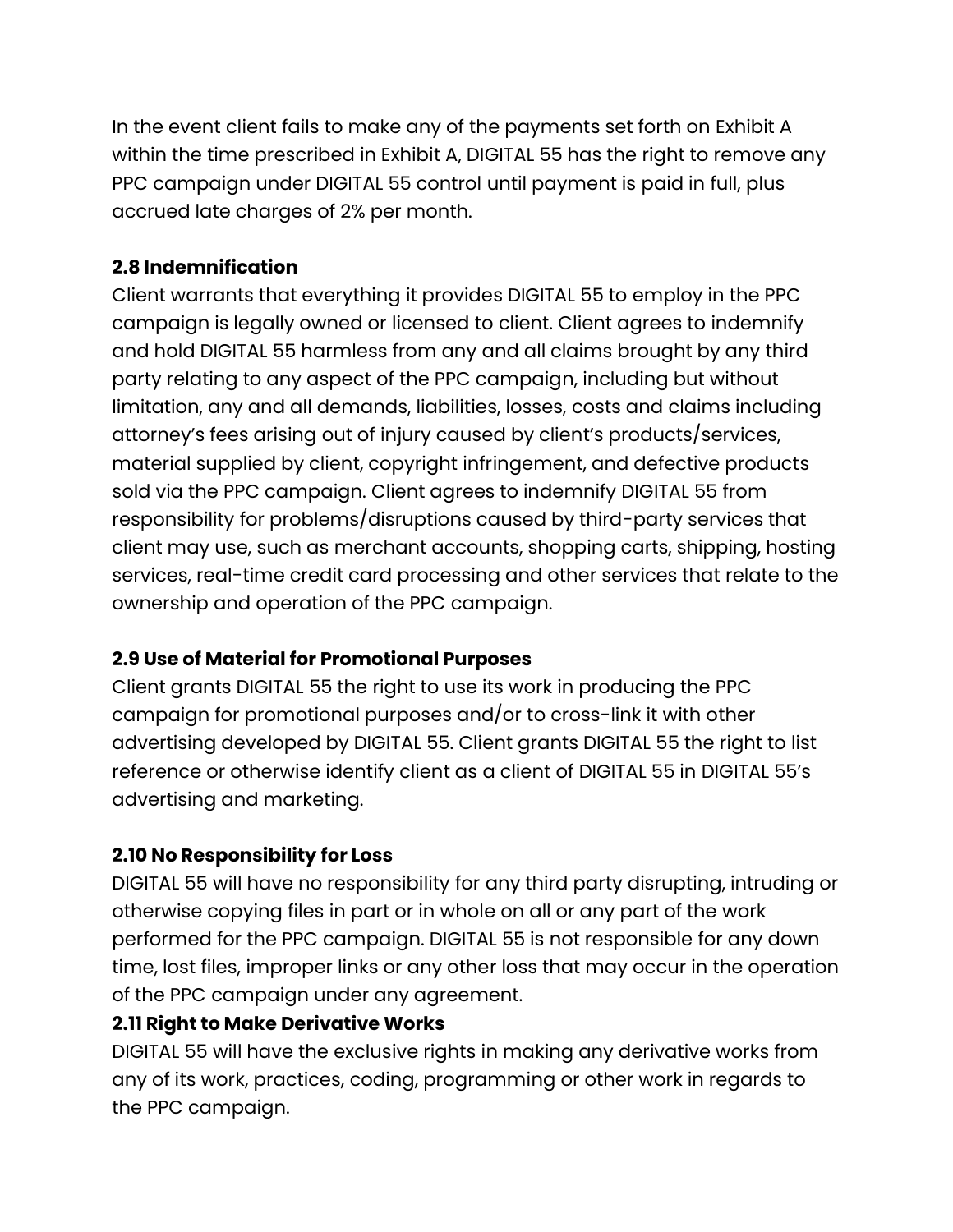In the event client fails to make any of the payments set forth on Exhibit A within the time prescribed in Exhibit A, DIGITAL 55 has the right to remove any PPC campaign under DIGITAL 55 control until payment is paid in full, plus accrued late charges of 2% per month.

**2.8 Indemnification**

Client warrants that everything it provides DIGITAL 55 to employ in the PPC campaign is legally owned or licensed to client. Client agrees to indemnify and hold DIGITAL 55 harmless from any and all claims brought by any third party relating to any aspect of the PPC campaign, including but without limitation, any and all demands, liabilities, losses, costs and claims including attorney's fees arising out of injury caused by client's products/services, material supplied by client, copyright infringement, and defective products sold via the PPC campaign. Client agrees to indemnify DIGITAL 55 from responsibility for problems/disruptions caused by third-party services that client may use, such as merchant accounts, shopping carts, shipping, hosting services, real-time credit card processing and other services that relate to the ownership and operation of the PPC campaign.

**2.9 Use of Material for Promotional Purposes**

Client grants DIGITAL 55 the right to use its work in producing the PPC campaign for promotional purposes and/or to cross-link it with other advertising developed by DIGITAL 55. Client grants DIGITAL 55 the right to list reference or otherwise identify client as a client of DIGITAL 55 in DIGITAL 55's advertising and marketing.

**2.10 No Responsibility for Loss**

DIGITAL 55 will have no responsibility for any third party disrupting, intruding or otherwise copying files in part or in whole on all or any part of the work performed for the PPC campaign. DIGITAL 55 is not responsible for any down time, lost files, improper links or any other loss that may occur in the operation of the PPC campaign under any agreement.

**2.11 Right to Make Derivative Works**

DIGITAL 55 will have the exclusive rights in making any derivative works from any of its work, practices, coding, programming or other work in regards to the PPC campaign.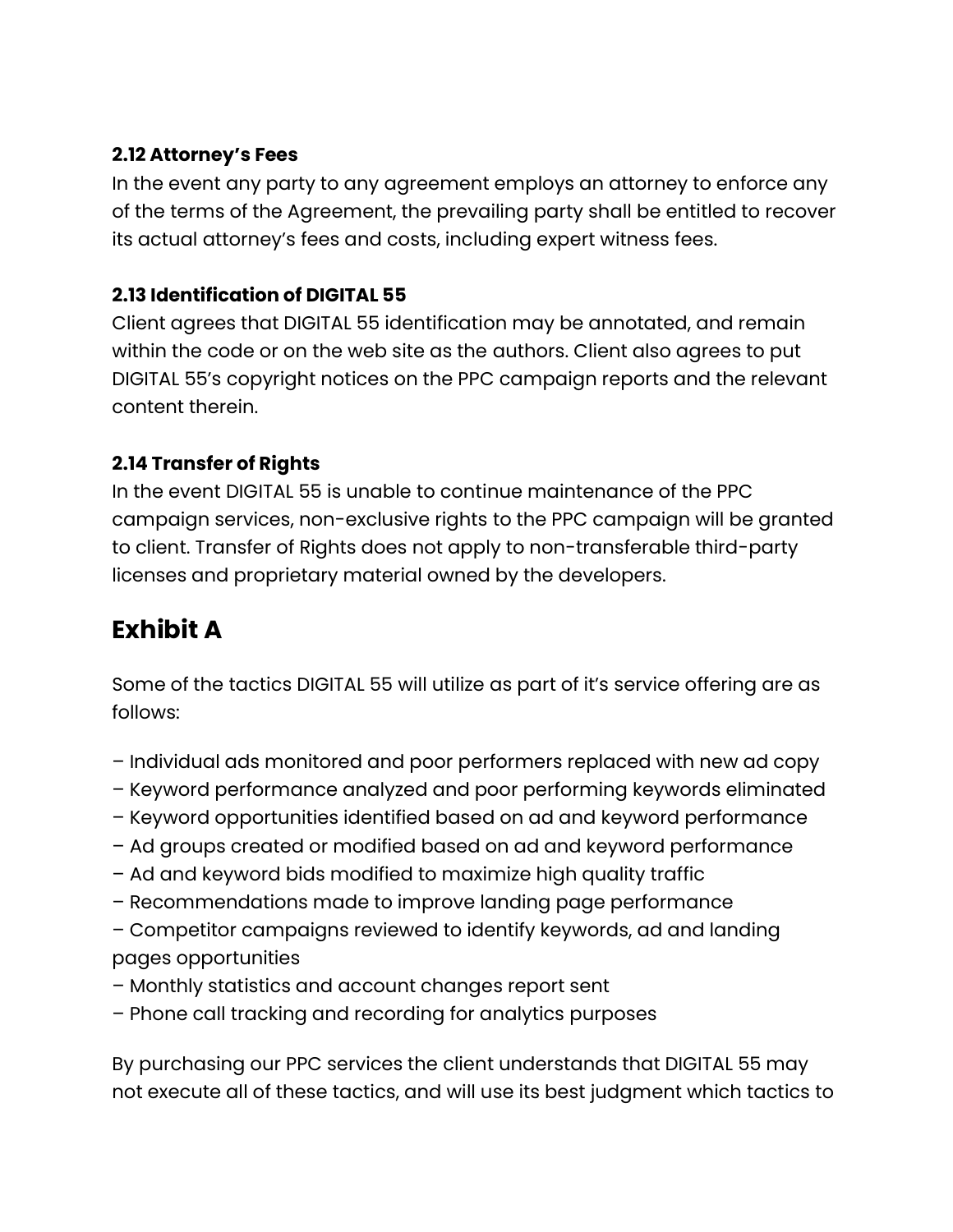### 2.12 Attorney's Fees

In the event any party to any agreement employs an attorney to enforce any of the terms of the Agreement, the prevailing party shall be entitled to recover its actual attorney's fees and costs, including expert witness fees.

### 2.13 Identification of DIGITAL 55

Client agrees that DIGITAL 55 identification may be annotated, and remain within the code or on the web site as the authors. Client also agrees to put DIGITAL 55's copyright notices on the PPC campaign reports and the relevant content therein.

### 2.14 Transfer of Rights

In the event DIGITAL 55 is unable to continue maintenance of the PPC campaign services, non-exclusive rights to the PPC campaign will be granted to client. Transfer of Rights does not apply to non-transferable third-party licenses and proprietary material owned by the developers.

## Exhibit A

Some of the tactics DIGITAL 55 will utilize as part of it's service offering are as follows:

– Individual ads monitored and poor performers replaced with new ad copy
– Keyword performance analyzed and poor performing keywords eliminated
– Keyword opportunities identified based on ad and keyword performance
– Ad groups created or modified based on ad and keyword performance
– Ad and keyword bids modified to maximize high quality traffic
– Recommendations made to improve landing page performance
– Competitor campaigns reviewed to identify keywords, ad and landing pages opportunities
– Monthly statistics and account changes report sent
– Phone call tracking and recording for analytics purposes

By purchasing our PPC services the client understands that DIGITAL 55 may not execute all of these tactics, and will use its best judgment which tactics to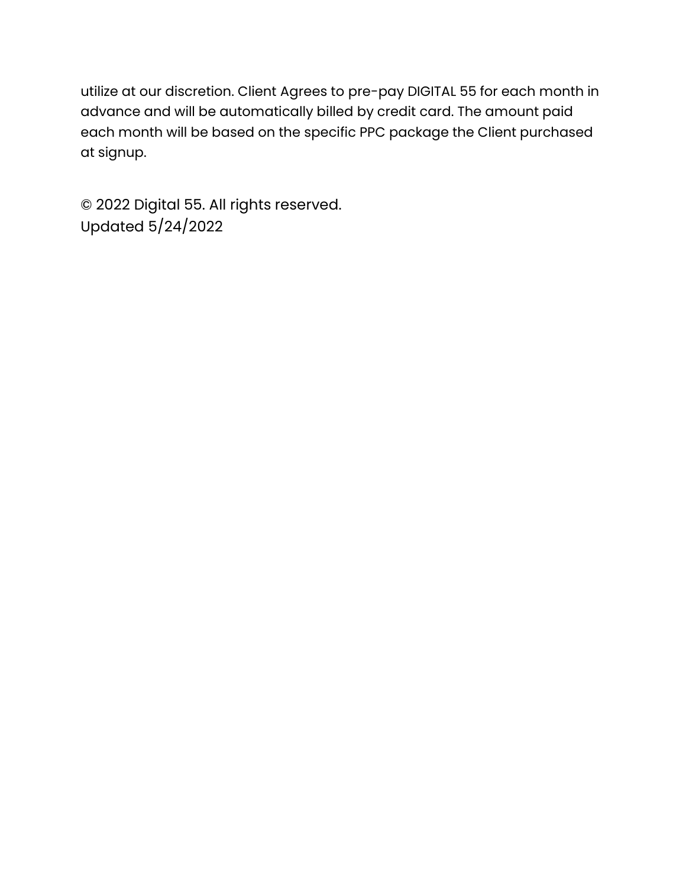utilize at our discretion. Client Agrees to pre-pay DIGITAL 55 for each month in advance and will be automatically billed by credit card. The amount paid each month will be based on the specific PPC package the Client purchased at signup.

© 2022 Digital 55. All rights reserved.
Updated 5/24/2022